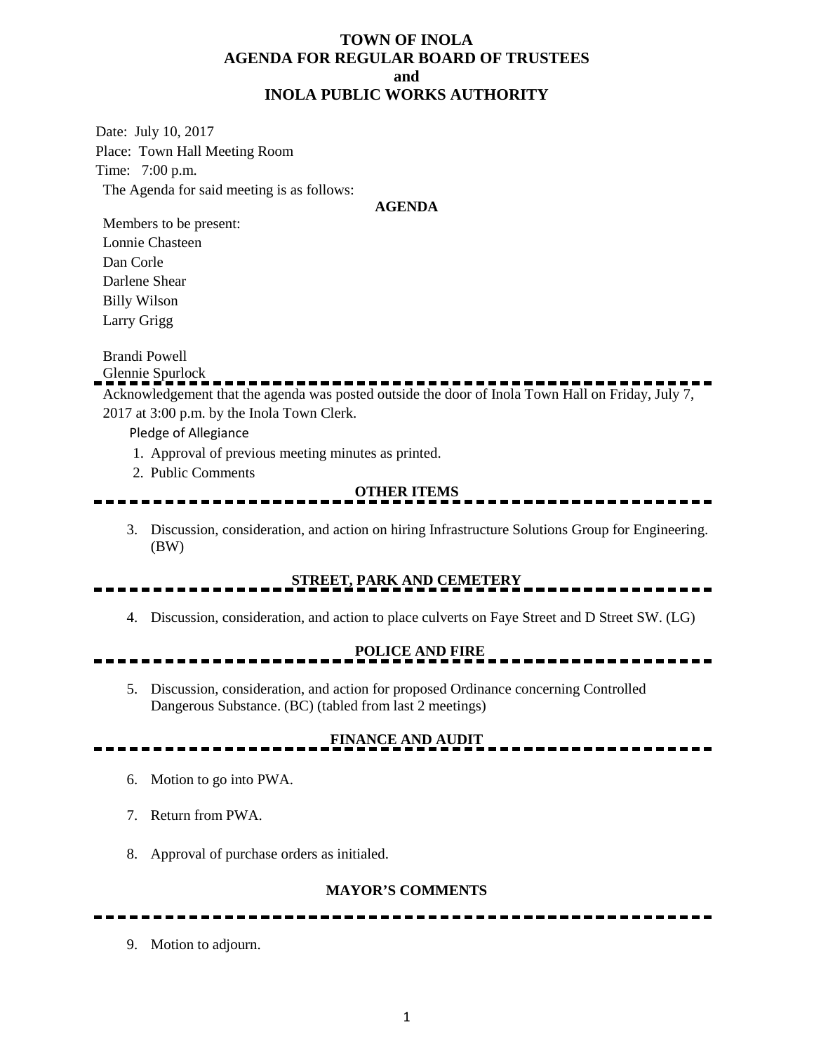# TOWN OF INOLA
## AGENDA FOR REGULAR BOARD OF TRUSTEES
## and
## INOLA PUBLIC WORKS AUTHORITY

Date: July 10, 2017
Place: Town Hall Meeting Room
Time: 7:00 p.m.

The Agenda for said meeting is as follows:

**AGENDA**

Members to be present:
Lonnie Chasteen
Dan Corle
Darlene Shear
Billy Wilson
Larry Grigg

Brandi Powell
Glennie Spurlock

---

Acknowledgement that the agenda was posted outside the door of Inola Town Hall on Friday, July 7, 2017 at 3:00 p.m. by the Inola Town Clerk.

Pledge of Allegiance

1. Approval of previous meeting minutes as printed.
2. Public Comments

**OTHER ITEMS**

3. Discussion, consideration, and action on hiring Infrastructure Solutions Group for Engineering. (BW)

**STREET, PARK AND CEMETERY**

4. Discussion, consideration, and action to place culverts on Faye Street and D Street SW. (LG)

**POLICE AND FIRE**

5. Discussion, consideration, and action for proposed Ordinance concerning Controlled Dangerous Substance. (BC) (tabled from last 2 meetings)

**FINANCE AND AUDIT**

6. Motion to go into PWA.
7. Return from PWA.
8. Approval of purchase orders as initialed.

**MAYOR'S COMMENTS**

---

9. Motion to adjourn.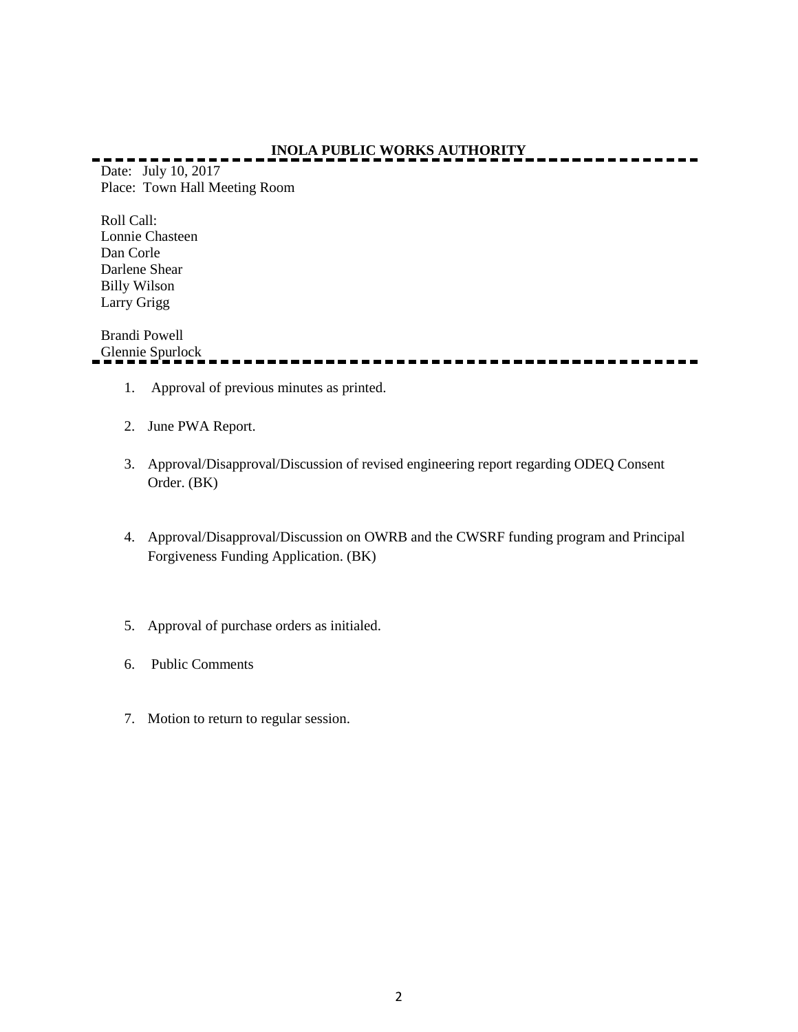**INOLA PUBLIC WORKS AUTHORITY**

Date: July 10, 2017
Place: Town Hall Meeting Room

Roll Call:
Lonnie Chasteen
Dan Corle
Darlene Shear
Billy Wilson
Larry Grigg

Brandi Powell
Glennie Spurlock

1. Approval of previous minutes as printed.

2. June PWA Report.

3. Approval/Disapproval/Discussion of revised engineering report regarding ODEQ Consent Order. (BK)

4. Approval/Disapproval/Discussion on OWRB and the CWSRF funding program and Principal Forgiveness Funding Application. (BK)

5. Approval of purchase orders as initialed.

6. Public Comments

7. Motion to return to regular session.